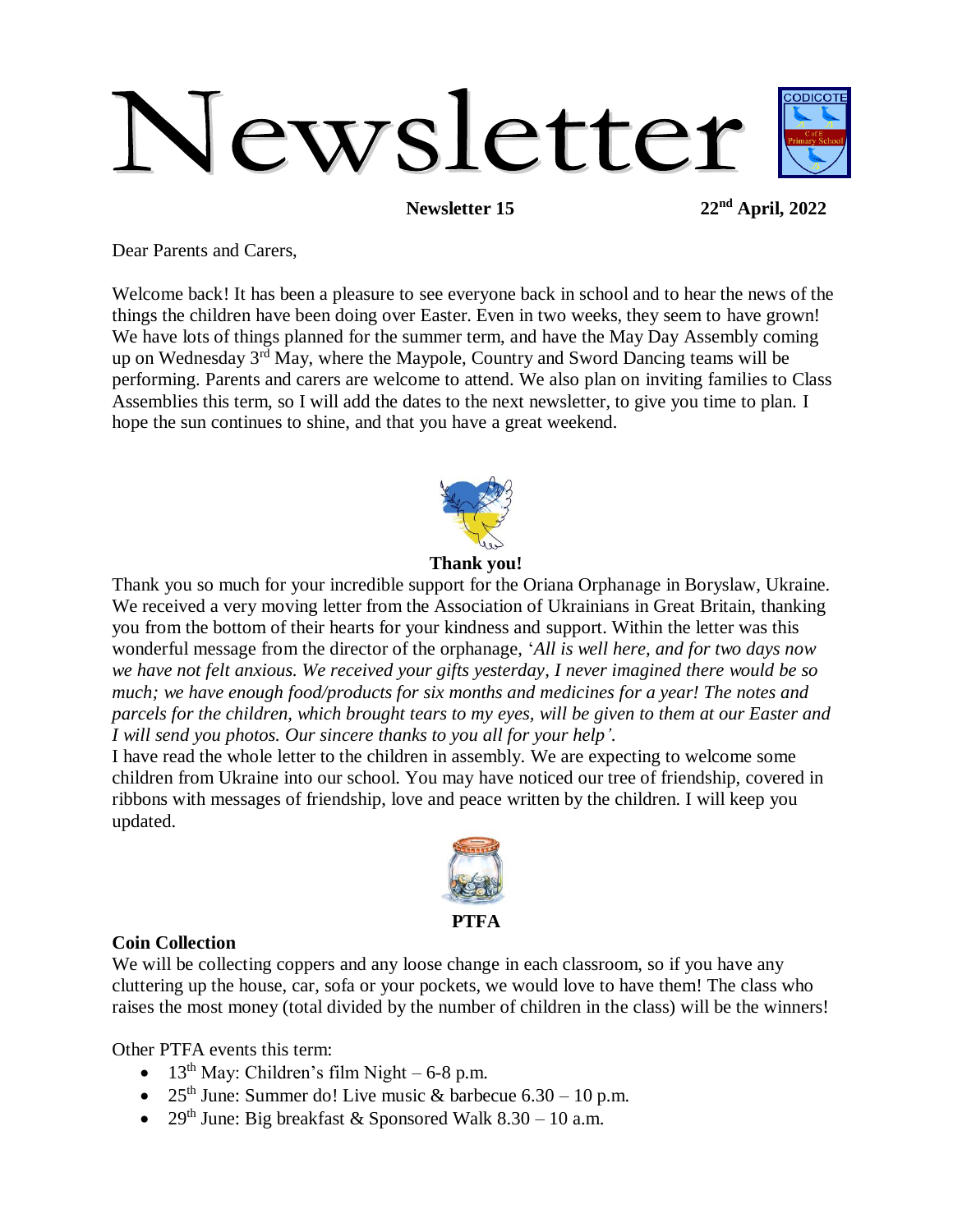# Newsletter

**Newsletter 15** **22nd April, 2022**

Dear Parents and Carers,

Welcome back! It has been a pleasure to see everyone back in school and to hear the news of the things the children have been doing over Easter. Even in two weeks, they seem to have grown! We have lots of things planned for the summer term, and have the May Day Assembly coming up on Wednesday 3rd May, where the Maypole, Country and Sword Dancing teams will be performing. Parents and carers are welcome to attend. We also plan on inviting families to Class Assemblies this term, so I will add the dates to the next newsletter, to give you time to plan. I hope the sun continues to shine, and that you have a great weekend.

## Thank you!

Thank you so much for your incredible support for the Oriana Orphanage in Boryslaw, Ukraine. We received a very moving letter from the Association of Ukrainians in Great Britain, thanking you from the bottom of their hearts for your kindness and support. Within the letter was this wonderful message from the director of the orphanage, '*All is well here, and for two days now we have not felt anxious. We received your gifts yesterday, I never imagined there would be so much; we have enough food/products for six months and medicines for a year! The notes and parcels for the children, which brought tears to my eyes, will be given to them at our Easter and I will send you photos. Our sincere thanks to you all for your help'.*

I have read the whole letter to the children in assembly. We are expecting to welcome some children from Ukraine into our school. You may have noticed our tree of friendship, covered in ribbons with messages of friendship, love and peace written by the children. I will keep you updated.

## PTFA

### Coin Collection

We will be collecting coppers and any loose change in each classroom, so if you have any cluttering up the house, car, sofa or your pockets, we would love to have them! The class who raises the most money (total divided by the number of children in the class) will be the winners!

Other PTFA events this term:

- 13th May: Children's film Night – 6-8 p.m.
- 25th June: Summer do! Live music & barbecue 6.30 – 10 p.m.
- 29th June: Big breakfast & Sponsored Walk 8.30 – 10 a.m.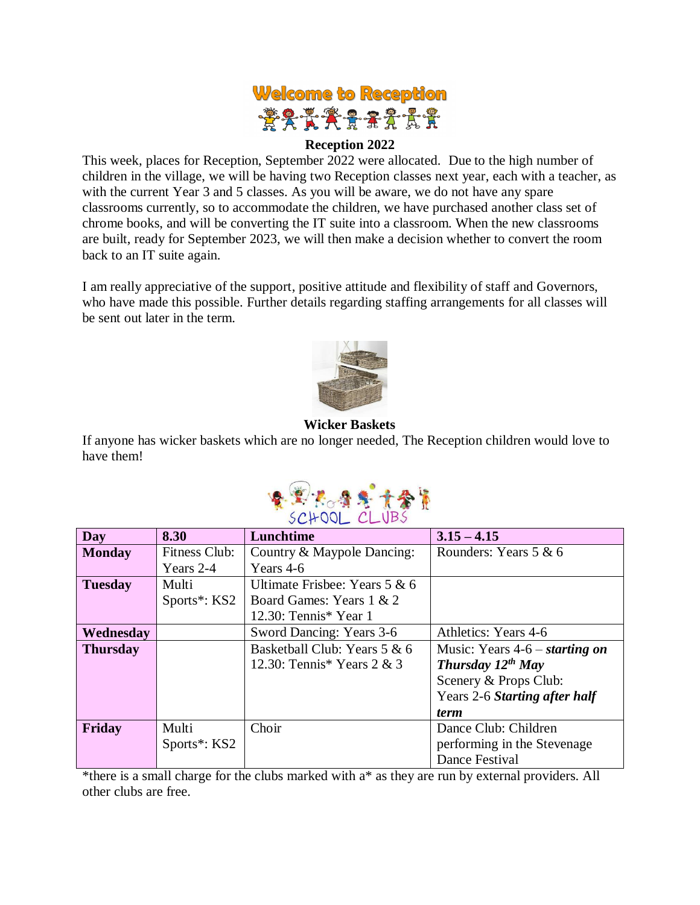# Welcome to Reception

**Reception 2022**

This week, places for Reception, September 2022 were allocated. Due to the high number of children in the village, we will be having two Reception classes next year, each with a teacher, as with the current Year 3 and 5 classes. As you will be aware, we do not have any spare classrooms currently, so to accommodate the children, we have purchased another class set of chrome books, and will be converting the IT suite into a classroom. When the new classrooms are built, ready for September 2023, we will then make a decision whether to convert the room back to an IT suite again.

I am really appreciative of the support, positive attitude and flexibility of staff and Governors, who have made this possible. Further details regarding staffing arrangements for all classes will be sent out later in the term.

**Wicker Baskets**

If anyone has wicker baskets which are no longer needed, The Reception children would love to have them!

## SCHOOL CLUBS

| Day | 8.30 | Lunchtime | 3.15 – 4.15 |
|---|---|---|---|
| **Monday** | Fitness Club: Years 2-4 | Country & Maypole Dancing: Years 4-6 | Rounders: Years 5 & 6 |
| **Tuesday** | Multi Sports*: KS2 | Ultimate Frisbee: Years 5 & 6<br>Board Games: Years 1 & 2<br>12.30: Tennis* Year 1 | |
| **Wednesday** | | Sword Dancing: Years 3-6 | Athletics: Years 4-6 |
| **Thursday** | | Basketball Club: Years 5 & 6<br>12.30: Tennis* Years 2 & 3 | Music: Years 4-6 – ***starting on Thursday 12th May***<br>Scenery & Props Club: Years 2-6 ***Starting after half term*** |
| **Friday** | Multi Sports*: KS2 | Choir | Dance Club: Children performing in the Stevenage Dance Festival |

*there is a small charge for the clubs marked with a* as they are run by external providers. All other clubs are free.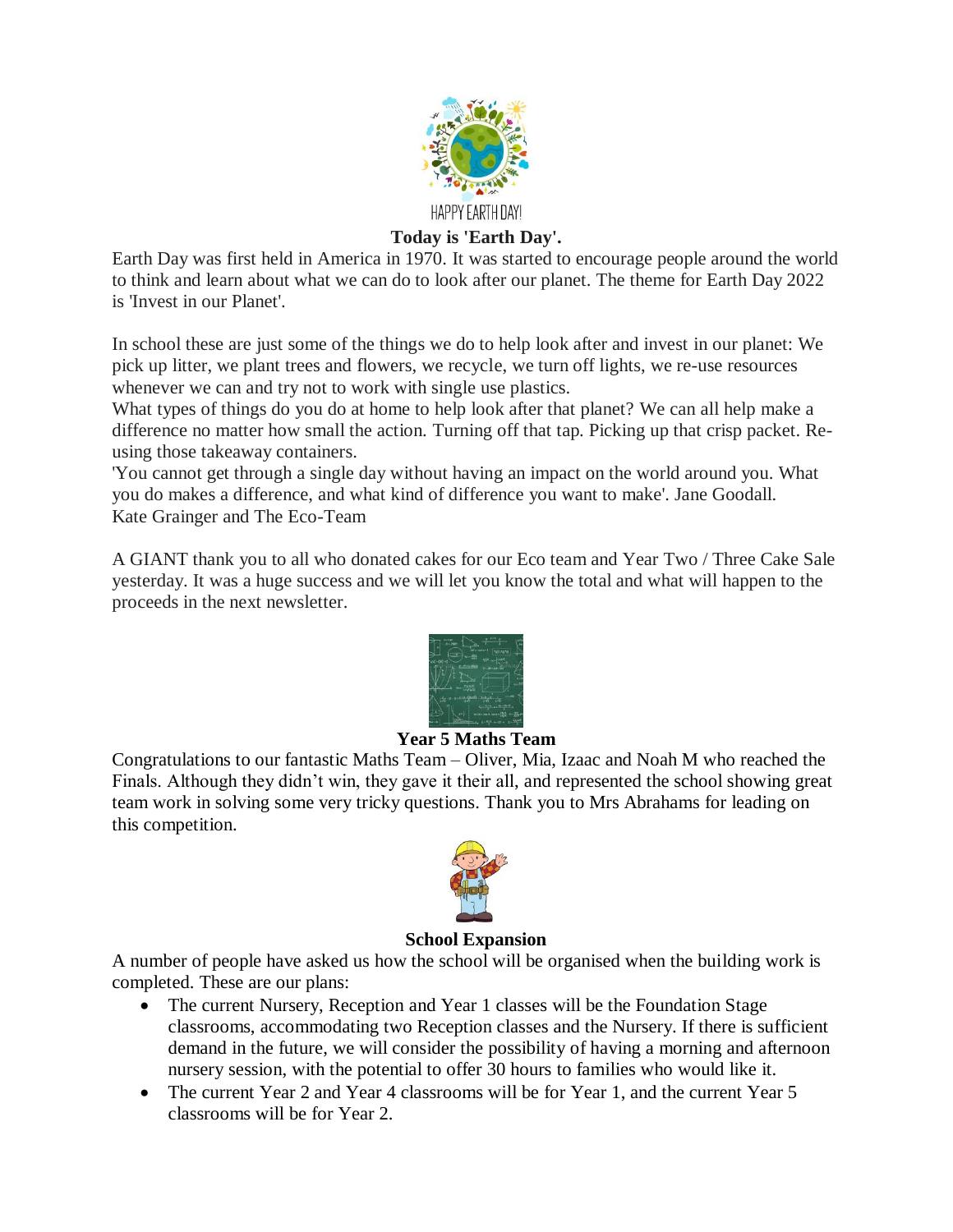HAPPY EARTH DAY!

**Today is 'Earth Day'.**

Earth Day was first held in America in 1970. It was started to encourage people around the world to think and learn about what we can do to look after our planet. The theme for Earth Day 2022 is 'Invest in our Planet'.

In school these are just some of the things we do to help look after and invest in our planet: We pick up litter, we plant trees and flowers, we recycle, we turn off lights, we re-use resources whenever we can and try not to work with single use plastics.

What types of things do you do at home to help look after that planet? We can all help make a difference no matter how small the action. Turning off that tap. Picking up that crisp packet. Re-using those takeaway containers.

'You cannot get through a single day without having an impact on the world around you. What you do makes a difference, and what kind of difference you want to make'. Jane Goodall.

Kate Grainger and The Eco-Team

A GIANT thank you to all who donated cakes for our Eco team and Year Two / Three Cake Sale yesterday. It was a huge success and we will let you know the total and what will happen to the proceeds in the next newsletter.

**Year 5 Maths Team**

Congratulations to our fantastic Maths Team – Oliver, Mia, Izaac and Noah M who reached the Finals. Although they didn't win, they gave it their all, and represented the school showing great team work in solving some very tricky questions. Thank you to Mrs Abrahams for leading on this competition.

**School Expansion**

A number of people have asked us how the school will be organised when the building work is completed. These are our plans:

- The current Nursery, Reception and Year 1 classes will be the Foundation Stage classrooms, accommodating two Reception classes and the Nursery. If there is sufficient demand in the future, we will consider the possibility of having a morning and afternoon nursery session, with the potential to offer 30 hours to families who would like it.
- The current Year 2 and Year 4 classrooms will be for Year 1, and the current Year 5 classrooms will be for Year 2.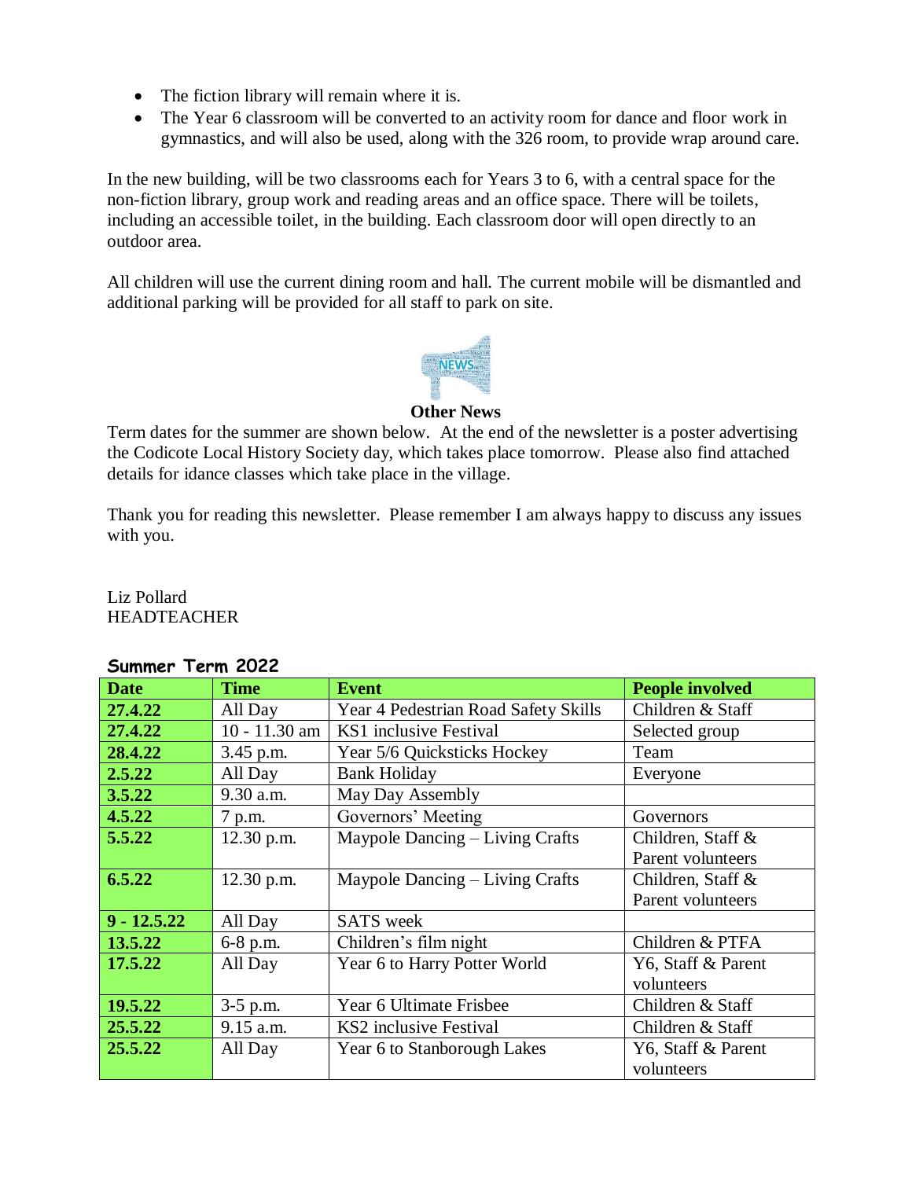- The fiction library will remain where it is.
- The Year 6 classroom will be converted to an activity room for dance and floor work in gymnastics, and will also be used, along with the 326 room, to provide wrap around care.

In the new building, will be two classrooms each for Years 3 to 6, with a central space for the non-fiction library, group work and reading areas and an office space. There will be toilets, including an accessible toilet, in the building. Each classroom door will open directly to an outdoor area.

All children will use the current dining room and hall. The current mobile will be dismantled and additional parking will be provided for all staff to park on site.

**Other News**

Term dates for the summer are shown below. At the end of the newsletter is a poster advertising the Codicote Local History Society day, which takes place tomorrow. Please also find attached details for idance classes which take place in the village.

Thank you for reading this newsletter. Please remember I am always happy to discuss any issues with you.

Liz Pollard
HEADTEACHER

**Summer Term 2022**

| Date | Time | Event | People involved |
|---|---|---|---|
| 27.4.22 | All Day | Year 4 Pedestrian Road Safety Skills | Children & Staff |
| 27.4.22 | 10 - 11.30 am | KS1 inclusive Festival | Selected group |
| 28.4.22 | 3.45 p.m. | Year 5/6 Quicksticks Hockey | Team |
| 2.5.22 | All Day | Bank Holiday | Everyone |
| 3.5.22 | 9.30 a.m. | May Day Assembly | |
| 4.5.22 | 7 p.m. | Governors' Meeting | Governors |
| 5.5.22 | 12.30 p.m. | Maypole Dancing – Living Crafts | Children, Staff & Parent volunteers |
| 6.5.22 | 12.30 p.m. | Maypole Dancing – Living Crafts | Children, Staff & Parent volunteers |
| 9 - 12.5.22 | All Day | SATS week | |
| 13.5.22 | 6-8 p.m. | Children's film night | Children & PTFA |
| 17.5.22 | All Day | Year 6 to Harry Potter World | Y6, Staff & Parent volunteers |
| 19.5.22 | 3-5 p.m. | Year 6 Ultimate Frisbee | Children & Staff |
| 25.5.22 | 9.15 a.m. | KS2 inclusive Festival | Children & Staff |
| 25.5.22 | All Day | Year 6 to Stanborough Lakes | Y6, Staff & Parent volunteers |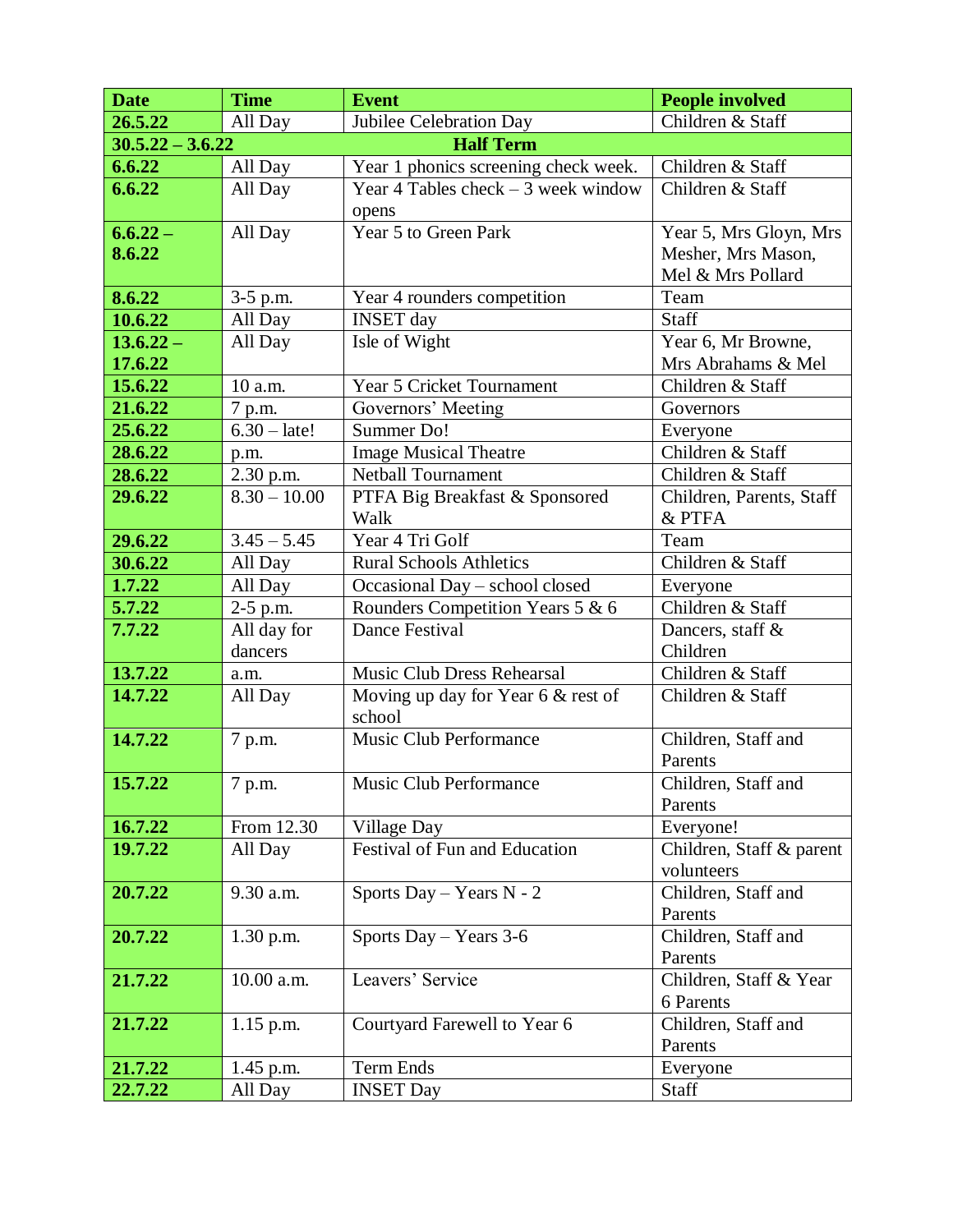| Date | Time | Event | People involved |
|---|---|---|---|
| **26.5.22** | All Day | Jubilee Celebration Day | Children & Staff |
| **30.5.22 – 3.6.22** | | **Half Term** | |
| **6.6.22** | All Day | Year 1 phonics screening check week. | Children & Staff |
| **6.6.22** | All Day | Year 4 Tables check – 3 week window opens | Children & Staff |
| **6.6.22 – 8.6.22** | All Day | Year 5 to Green Park | Year 5, Mrs Gloyn, Mrs Mesher, Mrs Mason, Mel & Mrs Pollard |
| **8.6.22** | 3-5 p.m. | Year 4 rounders competition | Team |
| **10.6.22** | All Day | INSET day | Staff |
| **13.6.22 – 17.6.22** | All Day | Isle of Wight | Year 6, Mr Browne, Mrs Abrahams & Mel |
| **15.6.22** | 10 a.m. | Year 5 Cricket Tournament | Children & Staff |
| **21.6.22** | 7 p.m. | Governors' Meeting | Governors |
| **25.6.22** | 6.30 – late! | Summer Do! | Everyone |
| **28.6.22** | p.m. | Image Musical Theatre | Children & Staff |
| **28.6.22** | 2.30 p.m. | Netball Tournament | Children & Staff |
| **29.6.22** | 8.30 – 10.00 | PTFA Big Breakfast & Sponsored Walk | Children, Parents, Staff & PTFA |
| **29.6.22** | 3.45 – 5.45 | Year 4 Tri Golf | Team |
| **30.6.22** | All Day | Rural Schools Athletics | Children & Staff |
| **1.7.22** | All Day | Occasional Day – school closed | Everyone |
| **5.7.22** | 2-5 p.m. | Rounders Competition Years 5 & 6 | Children & Staff |
| **7.7.22** | All day for dancers | Dance Festival | Dancers, staff & Children |
| **13.7.22** | a.m. | Music Club Dress Rehearsal | Children & Staff |
| **14.7.22** | All Day | Moving up day for Year 6 & rest of school | Children & Staff |
| **14.7.22** | 7 p.m. | Music Club Performance | Children, Staff and Parents |
| **15.7.22** | 7 p.m. | Music Club Performance | Children, Staff and Parents |
| **16.7.22** | From 12.30 | Village Day | Everyone! |
| **19.7.22** | All Day | Festival of Fun and Education | Children, Staff & parent volunteers |
| **20.7.22** | 9.30 a.m. | Sports Day – Years N - 2 | Children, Staff and Parents |
| **20.7.22** | 1.30 p.m. | Sports Day – Years 3-6 | Children, Staff and Parents |
| **21.7.22** | 10.00 a.m. | Leavers' Service | Children, Staff & Year 6 Parents |
| **21.7.22** | 1.15 p.m. | Courtyard Farewell to Year 6 | Children, Staff and Parents |
| **21.7.22** | 1.45 p.m. | Term Ends | Everyone |
| **22.7.22** | All Day | INSET Day | Staff |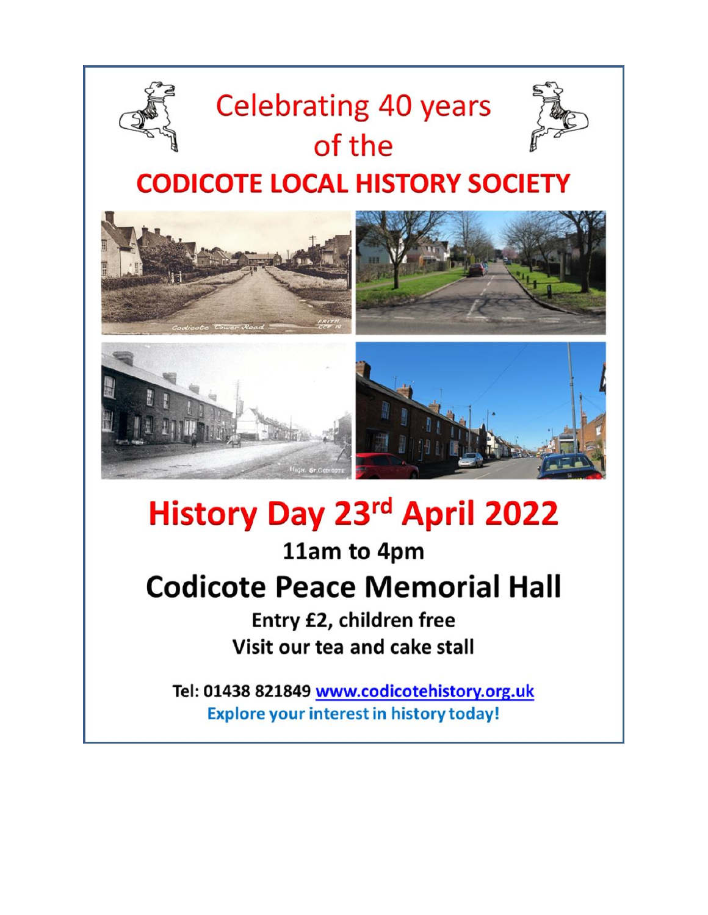# Celebrating 40 years of the

# CODICOTE LOCAL HISTORY SOCIETY

# History Day 23rd April 2022

## 11am to 4pm

## Codicote Peace Memorial Hall

**Entry £2, children free**

**Visit our tea and cake stall**

**Tel: 01438 821849 [www.codicotehistory.org.uk](http://www.codicotehistory.org.uk)**

**Explore your interest in history today!**